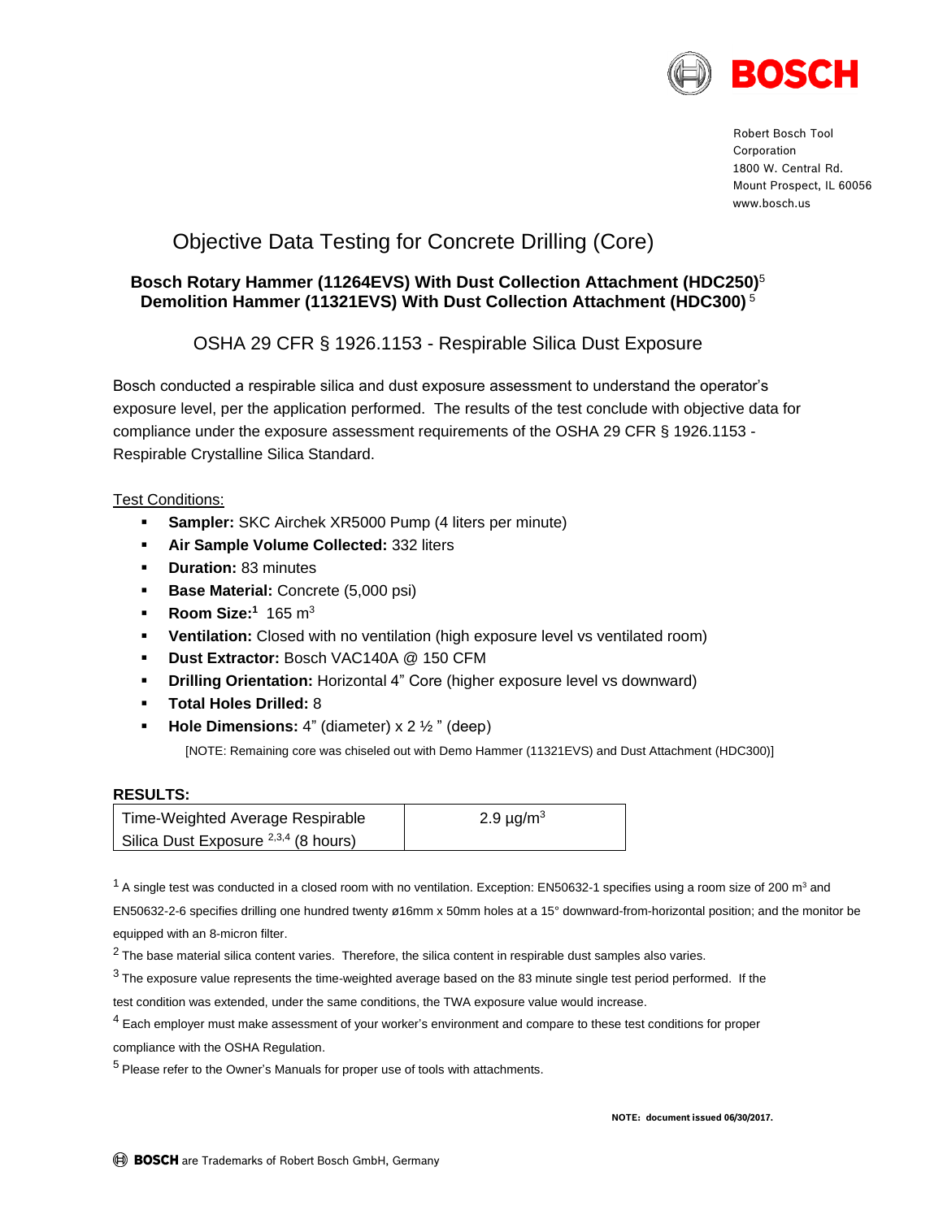BOSCH

Robert Bosch Tool Corporation
1800 W. Central Rd.
Mount Prospect, IL 60056
www.bosch.us

# Objective Data Testing for Concrete Drilling (Core)

## Bosch Rotary Hammer (11264EVS) With Dust Collection Attachment (HDC250)[5] Demolition Hammer (11321EVS) With Dust Collection Attachment (HDC300)[5]

### OSHA 29 CFR § 1926.1153 - Respirable Silica Dust Exposure

Bosch conducted a respirable silica and dust exposure assessment to understand the operator's exposure level, per the application performed. The results of the test conclude with objective data for compliance under the exposure assessment requirements of the OSHA 29 CFR § 1926.1153 - Respirable Crystalline Silica Standard.

Test Conditions:

- **Sampler:** SKC Airchek XR5000 Pump (4 liters per minute)
- **Air Sample Volume Collected:** 332 liters
- **Duration:** 83 minutes
- **Base Material:** Concrete (5,000 psi)
- **Room Size:**[1] 165 $m^3$
- **Ventilation:** Closed with no ventilation (high exposure level vs ventilated room)
- **Dust Extractor:** Bosch VAC140A @ 150 CFM
- **Drilling Orientation:** Horizontal 4" Core (higher exposure level vs downward)
- **Total Holes Drilled:** 8
- **Hole Dimensions:** 4" (diameter) x 2 ½ " (deep)

  [NOTE: Remaining core was chiseled out with Demo Hammer (11321EVS) and Dust Attachment (HDC300)]

**RESULTS:**

| Time-Weighted Average Respirable Silica Dust Exposure [2,3,4] (8 hours) | 2.9 µg/$m^3$ |
|---|---|

[1] A single test was conducted in a closed room with no ventilation. Exception: EN50632-1 specifies using a room size of 200 $m^3$ and EN50632-2-6 specifies drilling one hundred twenty ø16mm x 50mm holes at a 15° downward-from-horizontal position; and the monitor be equipped with an 8-micron filter.

[2] The base material silica content varies. Therefore, the silica content in respirable dust samples also varies.

[3] The exposure value represents the time-weighted average based on the 83 minute single test period performed. If the test condition was extended, under the same conditions, the TWA exposure value would increase.

[4] Each employer must make assessment of your worker's environment and compare to these test conditions for proper compliance with the OSHA Regulation.

[5] Please refer to the Owner's Manuals for proper use of tools with attachments.

**NOTE: document issued 06/30/2017.**

BOSCH are Trademarks of Robert Bosch GmbH, Germany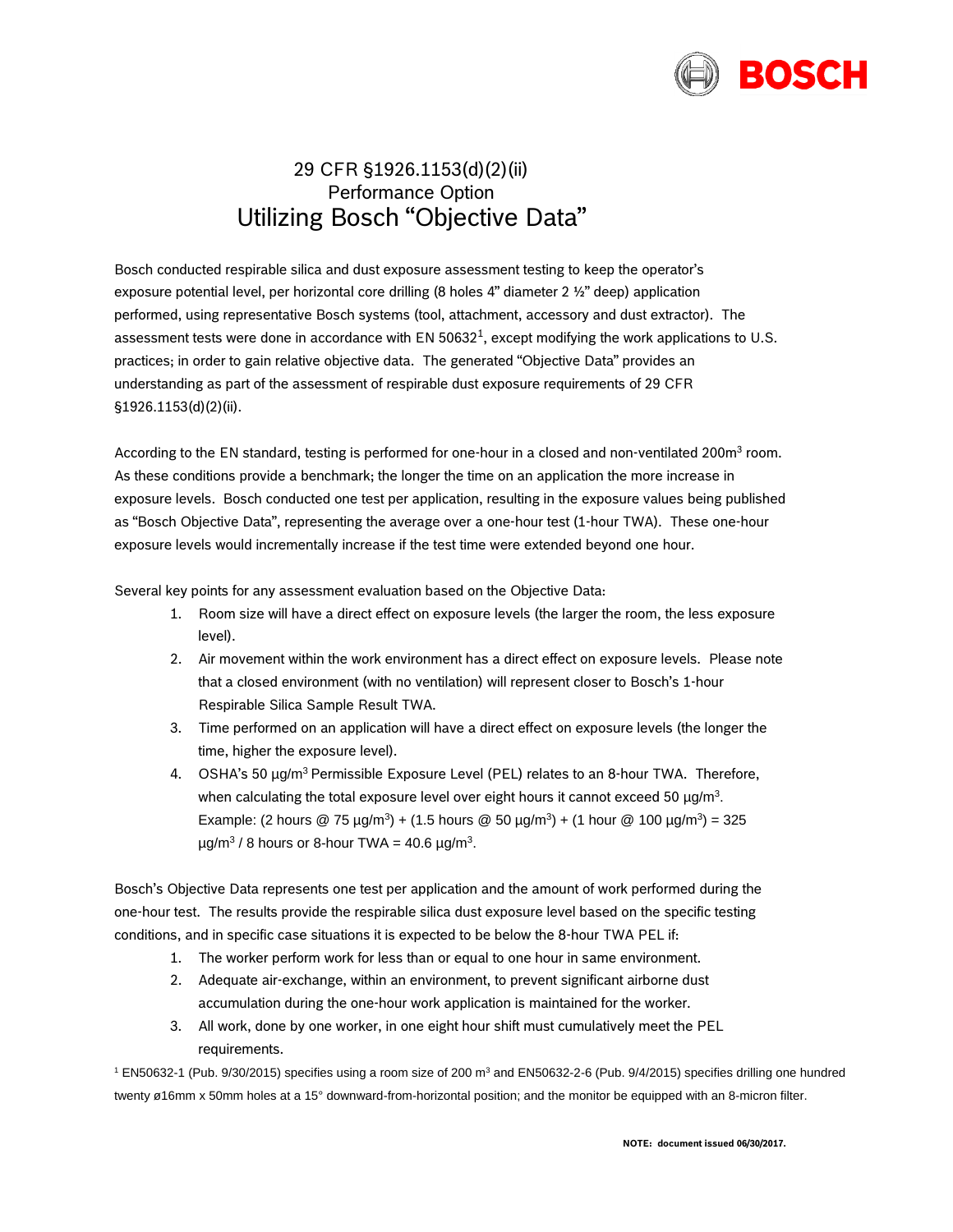# 29 CFR §1926.1153(d)(2)(ii)
## Performance Option
## Utilizing Bosch "Objective Data"

Bosch conducted respirable silica and dust exposure assessment testing to keep the operator's exposure potential level, per horizontal core drilling (8 holes 4" diameter 2 ½" deep) application performed, using representative Bosch systems (tool, attachment, accessory and dust extractor). The assessment tests were done in accordance with EN 50632[1], except modifying the work applications to U.S. practices; in order to gain relative objective data. The generated "Objective Data" provides an understanding as part of the assessment of respirable dust exposure requirements of 29 CFR §1926.1153(d)(2)(ii).

According to the EN standard, testing is performed for one-hour in a closed and non-ventilated 200m³ room. As these conditions provide a benchmark; the longer the time on an application the more increase in exposure levels. Bosch conducted one test per application, resulting in the exposure values being published as "Bosch Objective Data", representing the average over a one-hour test (1-hour TWA). These one-hour exposure levels would incrementally increase if the test time were extended beyond one hour.

Several key points for any assessment evaluation based on the Objective Data:

1. Room size will have a direct effect on exposure levels (the larger the room, the less exposure level).
2. Air movement within the work environment has a direct effect on exposure levels. Please note that a closed environment (with no ventilation) will represent closer to Bosch's 1-hour Respirable Silica Sample Result TWA.
3. Time performed on an application will have a direct effect on exposure levels (the longer the time, higher the exposure level).
4. OSHA's 50 µg/m³ Permissible Exposure Level (PEL) relates to an 8-hour TWA. Therefore, when calculating the total exposure level over eight hours it cannot exceed 50 µg/m³. Example: (2 hours @ 75 µg/m³) + (1.5 hours @ 50 µg/m³) + (1 hour @ 100 µg/m³) = 325 µg/m³ / 8 hours or 8-hour TWA = 40.6 µg/m³.

Bosch's Objective Data represents one test per application and the amount of work performed during the one-hour test. The results provide the respirable silica dust exposure level based on the specific testing conditions, and in specific case situations it is expected to be below the 8-hour TWA PEL if:

1. The worker perform work for less than or equal to one hour in same environment.
2. Adequate air-exchange, within an environment, to prevent significant airborne dust accumulation during the one-hour work application is maintained for the worker.
3. All work, done by one worker, in one eight hour shift must cumulatively meet the PEL requirements.

[1] EN50632-1 (Pub. 9/30/2015) specifies using a room size of 200 m³ and EN50632-2-6 (Pub. 9/4/2015) specifies drilling one hundred twenty ø16mm x 50mm holes at a 15° downward-from-horizontal position; and the monitor be equipped with an 8-micron filter.

**NOTE: document issued 06/30/2017.**